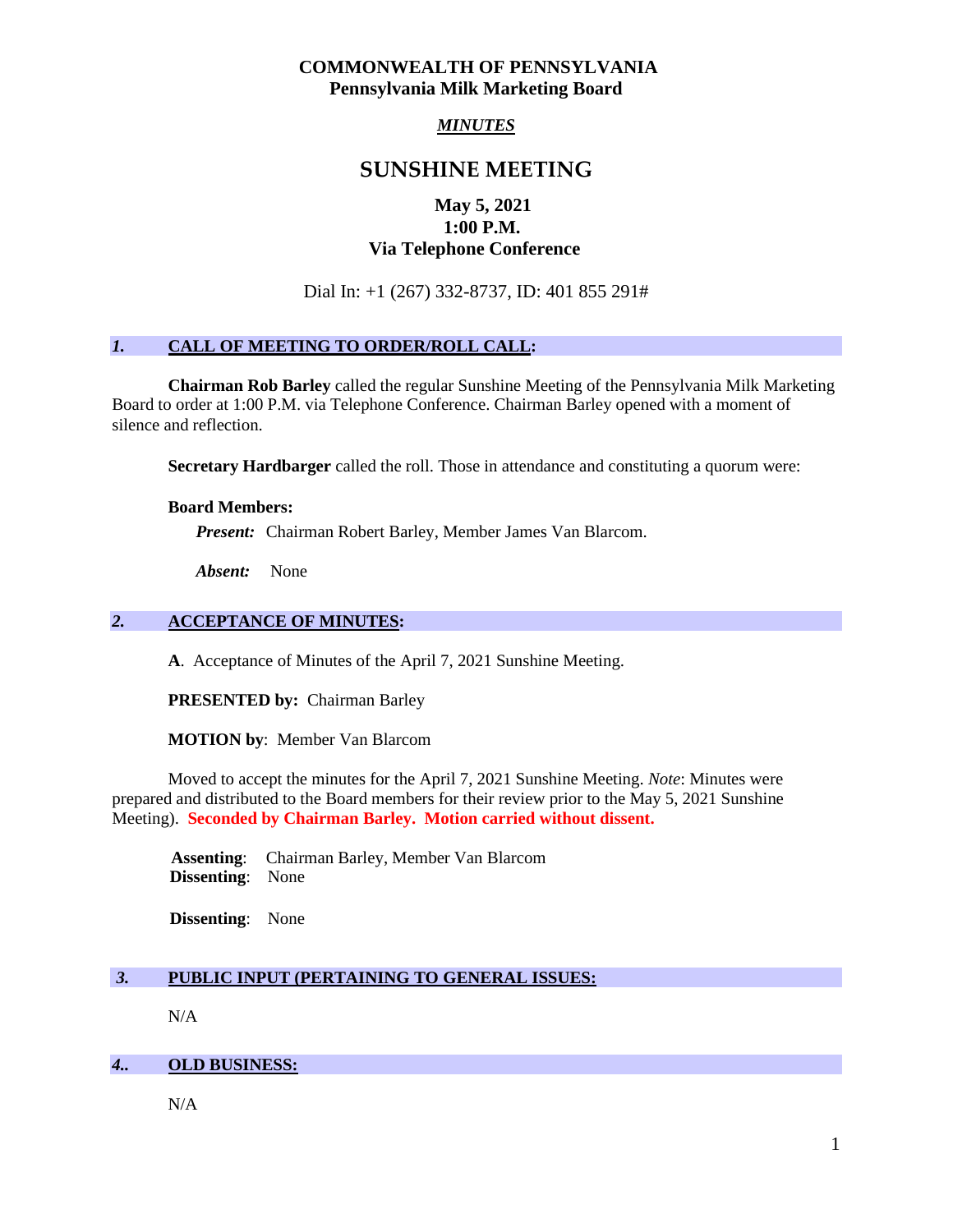**COMMONWEALTH OF PENNSYLVANIA**
**Pennsylvania Milk Marketing Board**

***MINUTES***

# SUNSHINE MEETING

**May 5, 2021**
**1:00 P.M.**
**Via Telephone Conference**

Dial In: +1 (267) 332-8737, ID: 401 855 291#

## *1.* CALL OF MEETING TO ORDER/ROLL CALL:

**Chairman Rob Barley** called the regular Sunshine Meeting of the Pennsylvania Milk Marketing Board to order at 1:00 P.M. via Telephone Conference. Chairman Barley opened with a moment of silence and reflection.

**Secretary Hardbarger** called the roll. Those in attendance and constituting a quorum were:

**Board Members:**

***Present:*** Chairman Robert Barley, Member James Van Blarcom.

***Absent:*** None

## *2.* ACCEPTANCE OF MINUTES:

**A**. Acceptance of Minutes of the April 7, 2021 Sunshine Meeting.

**PRESENTED by:** Chairman Barley

**MOTION by**: Member Van Blarcom

Moved to accept the minutes for the April 7, 2021 Sunshine Meeting. *Note*: Minutes were prepared and distributed to the Board members for their review prior to the May 5, 2021 Sunshine Meeting). **Seconded by Chairman Barley. Motion carried without dissent.**

**Assenting**: Chairman Barley, Member Van Blarcom
**Dissenting**: None

**Dissenting**: None

## *3.* PUBLIC INPUT (PERTAINING TO GENERAL ISSUES:

N/A

## *4..* OLD BUSINESS:

N/A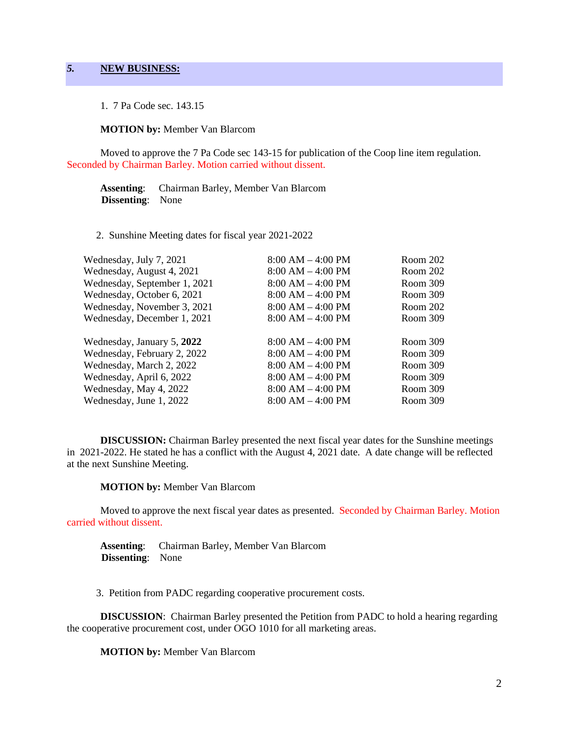## *5.* **NEW BUSINESS:**

1. 7 Pa Code sec. 143.15

**MOTION by:** Member Van Blarcom

Moved to approve the 7 Pa Code sec 143-15 for publication of the Coop line item regulation. Seconded by Chairman Barley. Motion carried without dissent.

**Assenting**: Chairman Barley, Member Van Blarcom
**Dissenting**: None

2. Sunshine Meeting dates for fiscal year 2021-2022

| | | |
|---|---|---|
| Wednesday, July 7, 2021 | 8:00 AM – 4:00 PM | Room 202 |
| Wednesday, August 4, 2021 | 8:00 AM – 4:00 PM | Room 202 |
| Wednesday, September 1, 2021 | 8:00 AM – 4:00 PM | Room 309 |
| Wednesday, October 6, 2021 | 8:00 AM – 4:00 PM | Room 309 |
| Wednesday, November 3, 2021 | 8:00 AM – 4:00 PM | Room 202 |
| Wednesday, December 1, 2021 | 8:00 AM – 4:00 PM | Room 309 |
| Wednesday, January 5, **2022** | 8:00 AM – 4:00 PM | Room 309 |
| Wednesday, February 2, 2022 | 8:00 AM – 4:00 PM | Room 309 |
| Wednesday, March 2, 2022 | 8:00 AM – 4:00 PM | Room 309 |
| Wednesday, April 6, 2022 | 8:00 AM – 4:00 PM | Room 309 |
| Wednesday, May 4, 2022 | 8:00 AM – 4:00 PM | Room 309 |
| Wednesday, June 1, 2022 | 8:00 AM – 4:00 PM | Room 309 |

**DISCUSSION:** Chairman Barley presented the next fiscal year dates for the Sunshine meetings in 2021-2022. He stated he has a conflict with the August 4, 2021 date. A date change will be reflected at the next Sunshine Meeting.

**MOTION by:** Member Van Blarcom

Moved to approve the next fiscal year dates as presented. Seconded by Chairman Barley. Motion carried without dissent.

**Assenting**: Chairman Barley, Member Van Blarcom
**Dissenting**: None

3. Petition from PADC regarding cooperative procurement costs.

**DISCUSSION**: Chairman Barley presented the Petition from PADC to hold a hearing regarding the cooperative procurement cost, under OGO 1010 for all marketing areas.

**MOTION by:** Member Van Blarcom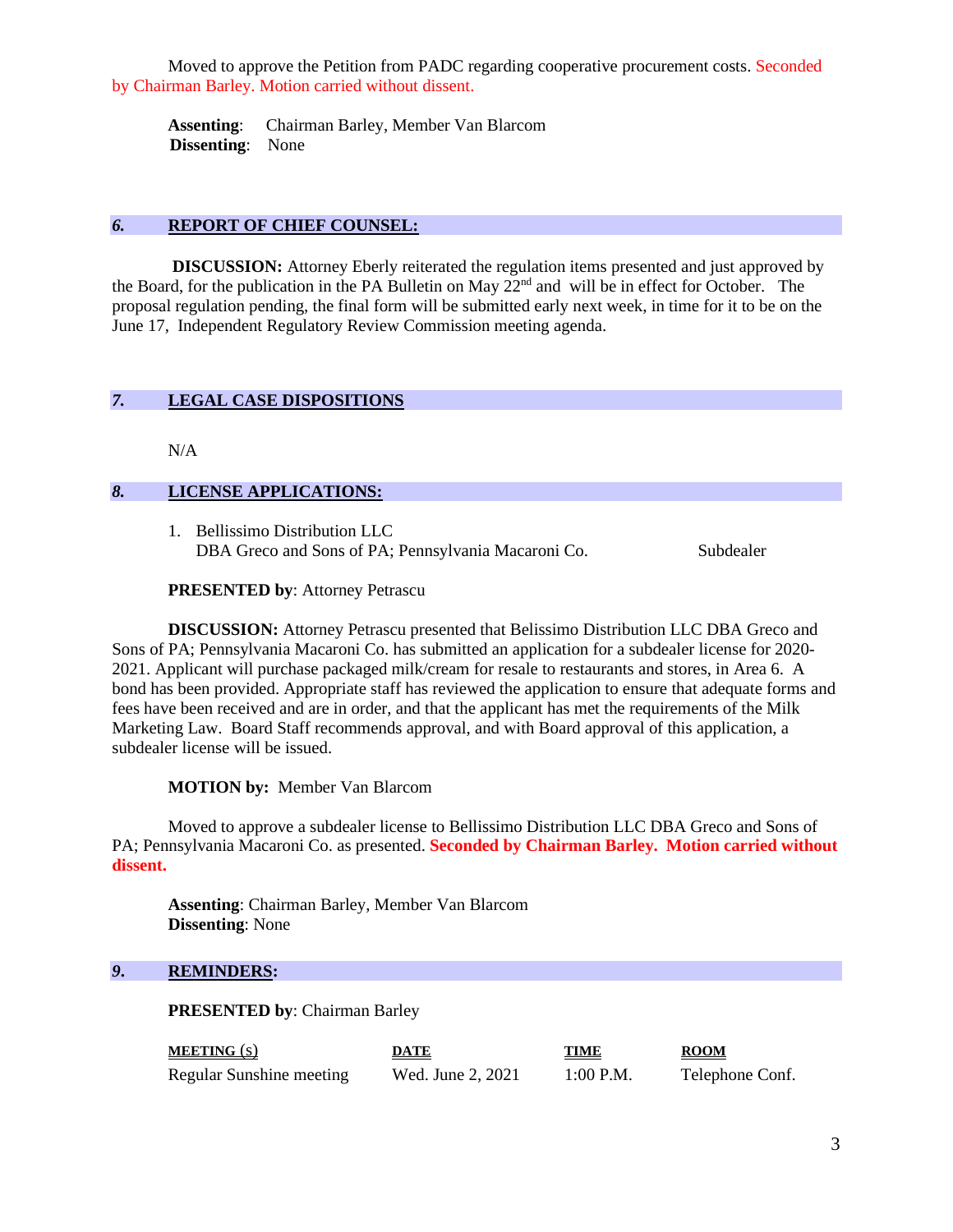Moved to approve the Petition from PADC regarding cooperative procurement costs. Seconded by Chairman Barley. Motion carried without dissent.

**Assenting**: Chairman Barley, Member Van Blarcom
**Dissenting**: None

## *6.* REPORT OF CHIEF COUNSEL:

**DISCUSSION:** Attorney Eberly reiterated the regulation items presented and just approved by the Board, for the publication in the PA Bulletin on May 22nd and will be in effect for October. The proposal regulation pending, the final form will be submitted early next week, in time for it to be on the June 17, Independent Regulatory Review Commission meeting agenda.

## *7.* LEGAL CASE DISPOSITIONS

N/A

## *8.* LICENSE APPLICATIONS:

1. Bellissimo Distribution LLC
   DBA Greco and Sons of PA; Pennsylvania Macaroni Co. — Subdealer

**PRESENTED by**: Attorney Petrascu

**DISCUSSION:** Attorney Petrascu presented that Belissimo Distribution LLC DBA Greco and Sons of PA; Pennsylvania Macaroni Co. has submitted an application for a subdealer license for 2020-2021. Applicant will purchase packaged milk/cream for resale to restaurants and stores, in Area 6. A bond has been provided. Appropriate staff has reviewed the application to ensure that adequate forms and fees have been received and are in order, and that the applicant has met the requirements of the Milk Marketing Law. Board Staff recommends approval, and with Board approval of this application, a subdealer license will be issued.

**MOTION by:** Member Van Blarcom

Moved to approve a subdealer license to Bellissimo Distribution LLC DBA Greco and Sons of PA; Pennsylvania Macaroni Co. as presented. **Seconded by Chairman Barley. Motion carried without dissent.**

**Assenting**: Chairman Barley, Member Van Blarcom
**Dissenting**: None

## *9.* REMINDERS:

**PRESENTED by**: Chairman Barley

| MEETING (S) | DATE | TIME | ROOM |
|---|---|---|---|
| Regular Sunshine meeting | Wed. June 2, 2021 | 1:00 P.M. | Telephone Conf. |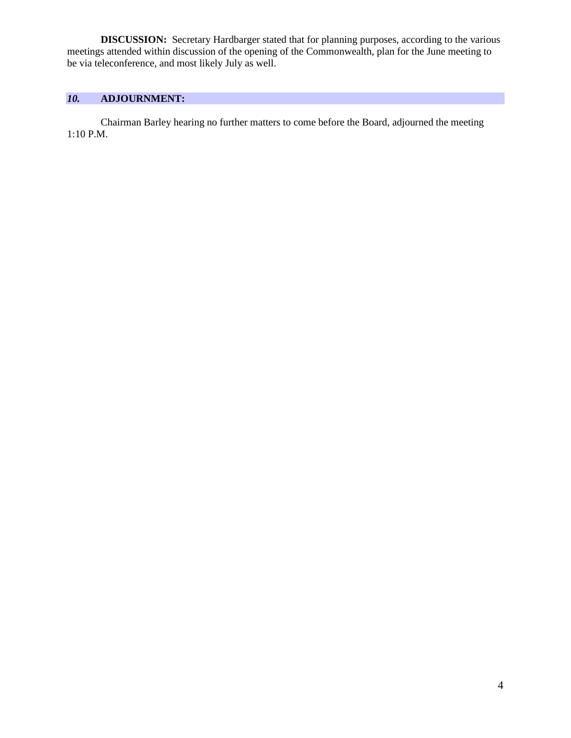**DISCUSSION:** Secretary Hardbarger stated that for planning purposes, according to the various meetings attended within discussion of the opening of the Commonwealth, plan for the June meeting to be via teleconference, and most likely July as well.

## *10.* ADJOURNMENT:

Chairman Barley hearing no further matters to come before the Board, adjourned the meeting 1:10 P.M.